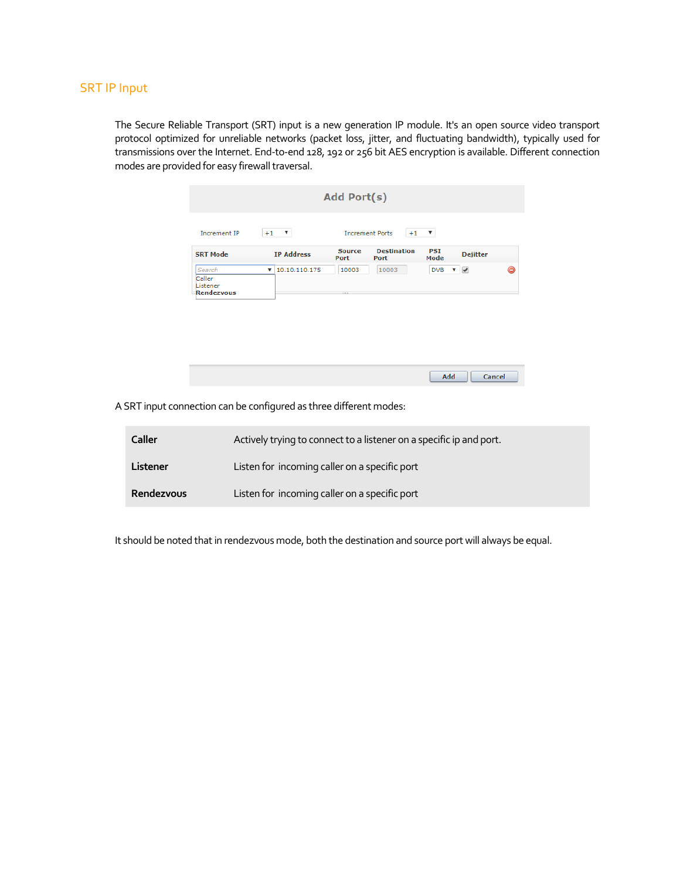## SRT IP Input

The Secure Reliable Transport (SRT) input is a new generation IP module. It's an open source video transport protocol optimized for unreliable networks (packet loss, jitter, and fluctuating bandwidth), typically used for transmissions over the Internet. End-to-end 128, 192 or 256 bit AES encryption is available. Different connection modes are provided for easy firewall traversal.

A SRT input connection can be configured as three different modes:

| | |
|---|---|
| **Caller** | Actively trying to connect to a listener on a specific ip and port. |
| **Listener** | Listen for incoming caller on a specific port |
| **Rendezvous** | Listen for incoming caller on a specific port |

It should be noted that in rendezvous mode, both the destination and source port will always be equal.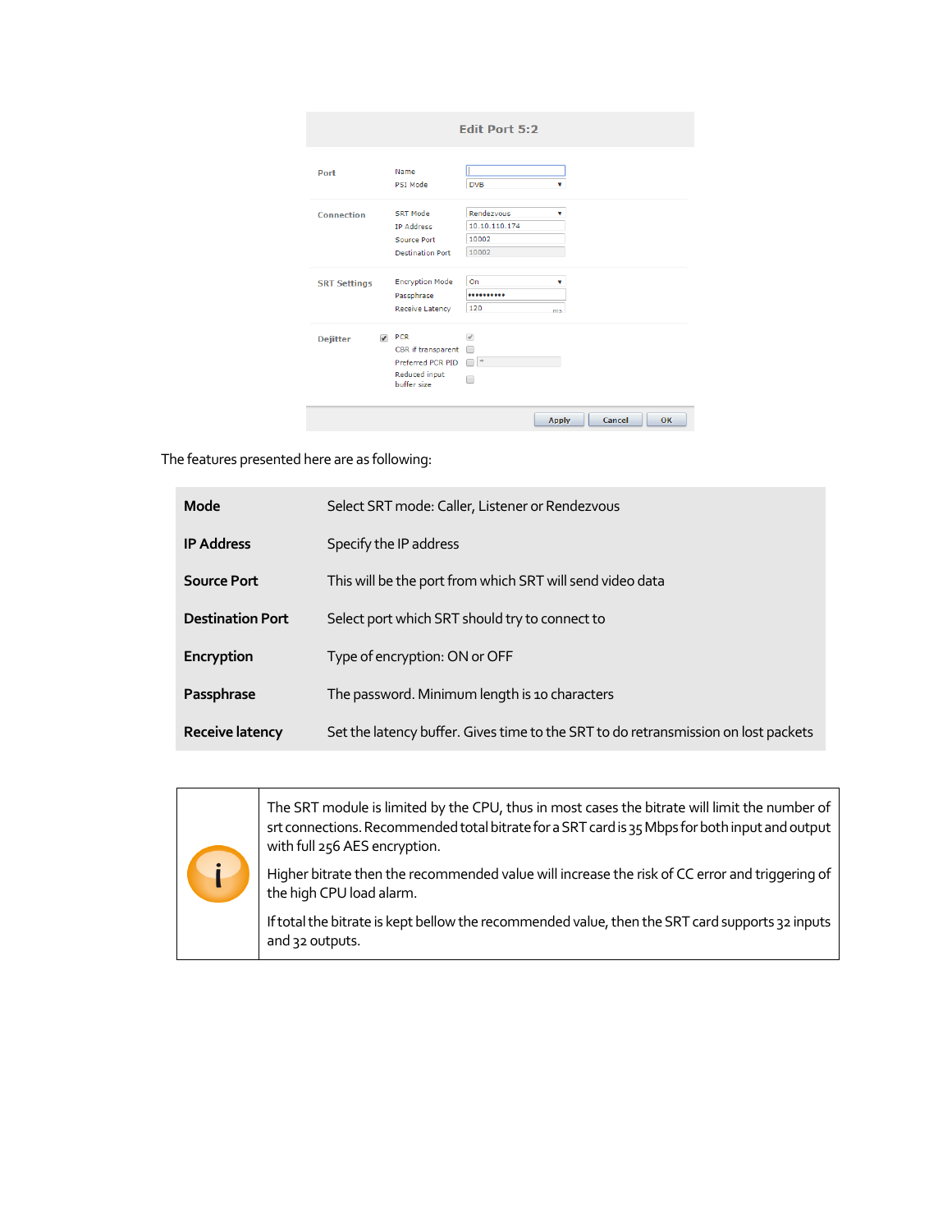The features presented here are as following:

| | |
|---|---|
| **Mode** | Select SRT mode: Caller, Listener or Rendezvous |
| **IP Address** | Specify the IP address |
| **Source Port** | This will be the port from which SRT will send video data |
| **Destination Port** | Select port which SRT should try to connect to |
| **Encryption** | Type of encryption: ON or OFF |
| **Passphrase** | The password. Minimum length is 10 characters |
| **Receive latency** | Set the latency buffer. Gives time to the SRT to do retransmission on lost packets |

> The SRT module is limited by the CPU, thus in most cases the bitrate will limit the number of srt connections. Recommended total bitrate for a SRT card is 35 Mbps for both input and output with full 256 AES encryption.
>
> Higher bitrate then the recommended value will increase the risk of CC error and triggering of the high CPU load alarm.
>
> If total the bitrate is kept bellow the recommended value, then the SRT card supports 32 inputs and 32 outputs.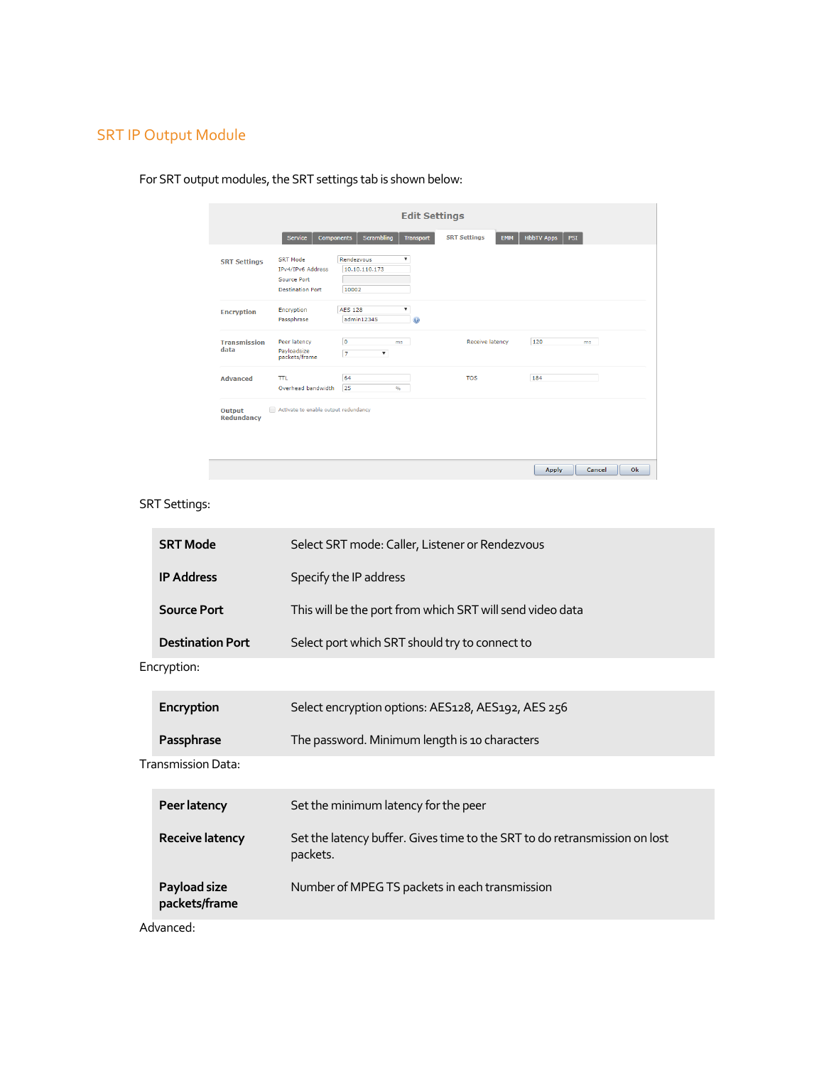## SRT IP Output Module

For SRT output modules, the SRT settings tab is shown below:

SRT Settings:

| | |
|---|---|
| **SRT Mode** | Select SRT mode: Caller, Listener or Rendezvous |
| **IP Address** | Specify the IP address |
| **Source Port** | This will be the port from which SRT will send video data |
| **Destination Port** | Select port which SRT should try to connect to |

Encryption:

| | |
|---|---|
| **Encryption** | Select encryption options: AES128, AES192, AES 256 |
| **Passphrase** | The password. Minimum length is 10 characters |

Transmission Data:

| | |
|---|---|
| **Peer latency** | Set the minimum latency for the peer |
| **Receive latency** | Set the latency buffer. Gives time to the SRT to do retransmission on lost packets. |
| **Payload size packets/frame** | Number of MPEG TS packets in each transmission |

Advanced: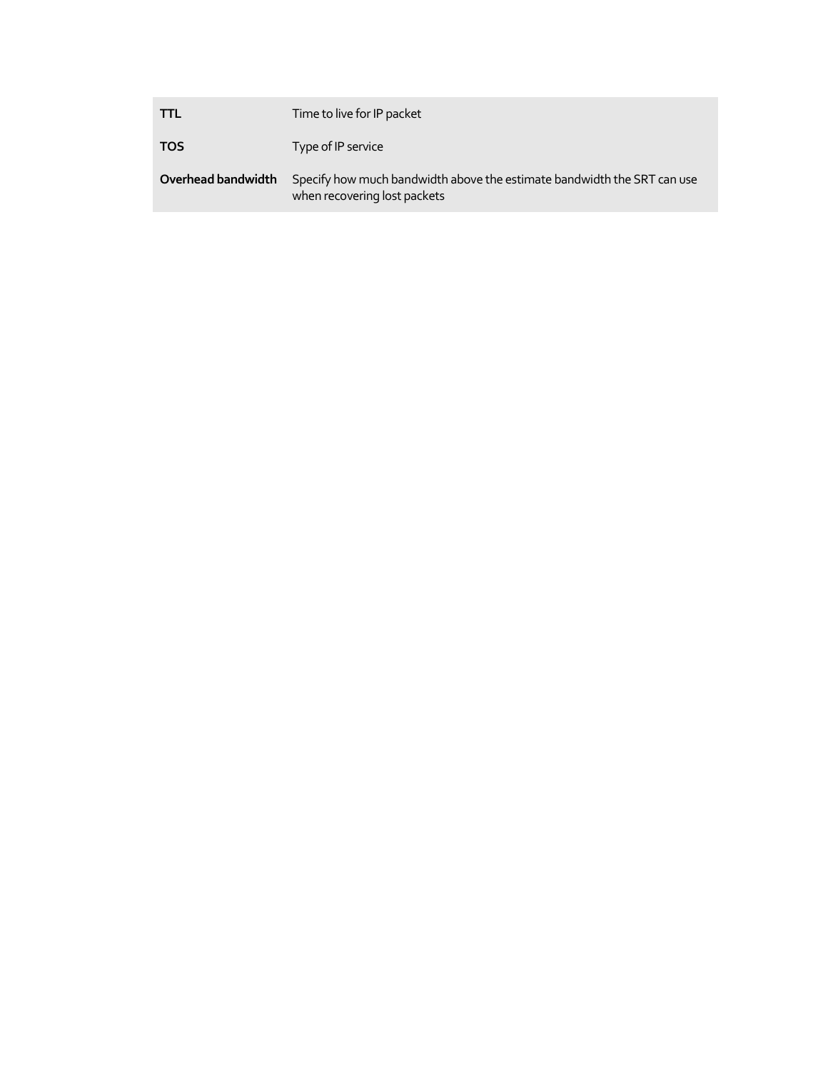| | |
|---|---|
| **TTL** | Time to live for IP packet |
| **TOS** | Type of IP service |
| **Overhead bandwidth** | Specify how much bandwidth above the estimate bandwidth the SRT can use when recovering lost packets |